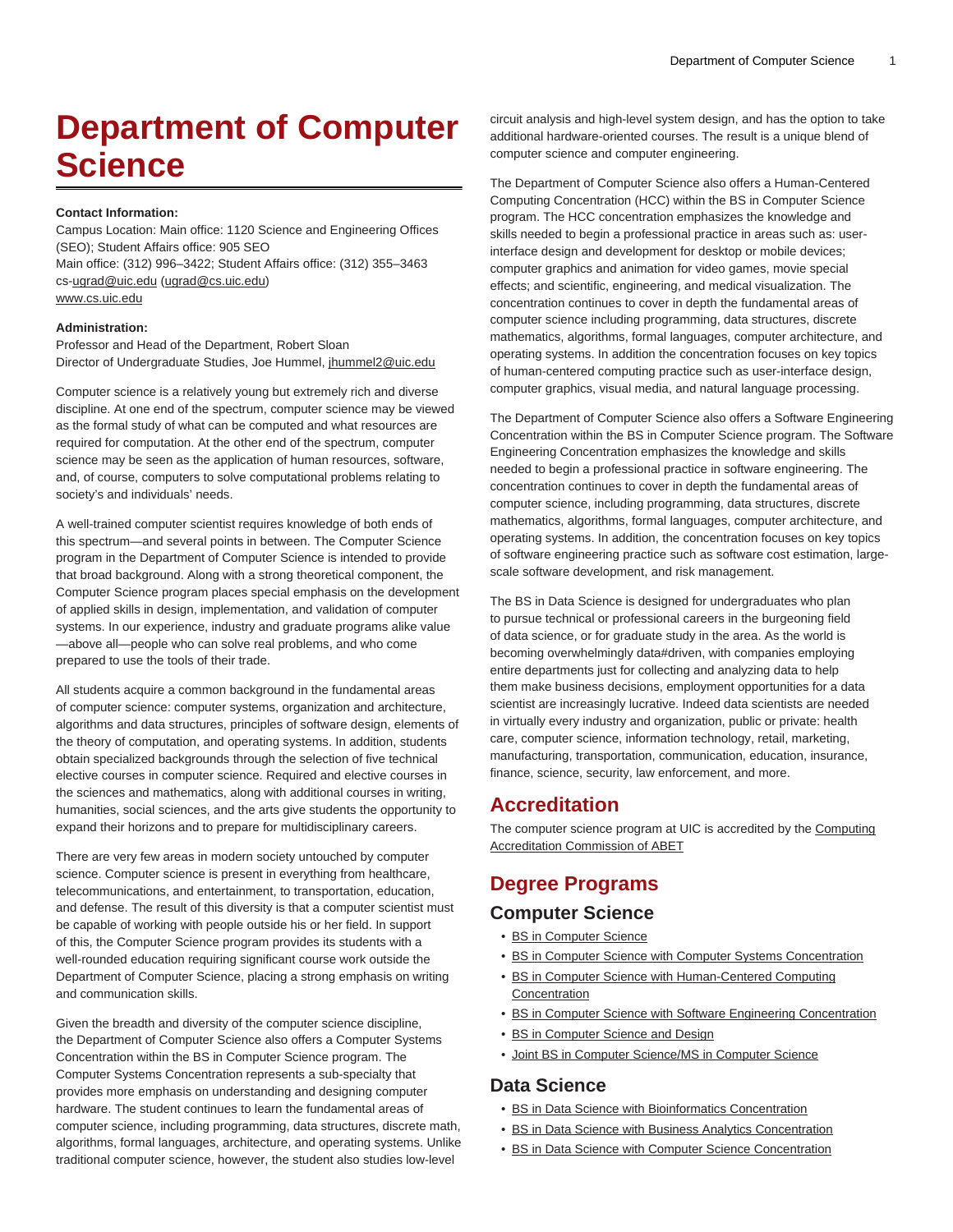# Department of Computer Science

**Contact Information:**
Campus Location: Main office: 1120 Science and Engineering Offices (SEO); Student Affairs office: 905 SEO
Main office: (312) 996–3422; Student Affairs office: (312) 355–3463
cs-ugrad@uic.edu (ugrad@cs.uic.edu)
www.cs.uic.edu

**Administration:**
Professor and Head of the Department, Robert Sloan
Director of Undergraduate Studies, Joe Hummel, jhummel2@uic.edu

Computer science is a relatively young but extremely rich and diverse discipline. At one end of the spectrum, computer science may be viewed as the formal study of what can be computed and what resources are required for computation. At the other end of the spectrum, computer science may be seen as the application of human resources, software, and, of course, computers to solve computational problems relating to society's and individuals' needs.

A well-trained computer scientist requires knowledge of both ends of this spectrum—and several points in between. The Computer Science program in the Department of Computer Science is intended to provide that broad background. Along with a strong theoretical component, the Computer Science program places special emphasis on the development of applied skills in design, implementation, and validation of computer systems. In our experience, industry and graduate programs alike value—above all—people who can solve real problems, and who come prepared to use the tools of their trade.

All students acquire a common background in the fundamental areas of computer science: computer systems, organization and architecture, algorithms and data structures, principles of software design, elements of the theory of computation, and operating systems. In addition, students obtain specialized backgrounds through the selection of five technical elective courses in computer science. Required and elective courses in the sciences and mathematics, along with additional courses in writing, humanities, social sciences, and the arts give students the opportunity to expand their horizons and to prepare for multidisciplinary careers.

There are very few areas in modern society untouched by computer science. Computer science is present in everything from healthcare, telecommunications, and entertainment, to transportation, education, and defense. The result of this diversity is that a computer scientist must be capable of working with people outside his or her field. In support of this, the Computer Science program provides its students with a well-rounded education requiring significant course work outside the Department of Computer Science, placing a strong emphasis on writing and communication skills.

Given the breadth and diversity of the computer science discipline, the Department of Computer Science also offers a Computer Systems Concentration within the BS in Computer Science program. The Computer Systems Concentration represents a sub-specialty that provides more emphasis on understanding and designing computer hardware. The student continues to learn the fundamental areas of computer science, including programming, data structures, discrete math, algorithms, formal languages, architecture, and operating systems. Unlike traditional computer science, however, the student also studies low-level circuit analysis and high-level system design, and has the option to take additional hardware-oriented courses. The result is a unique blend of computer science and computer engineering.

The Department of Computer Science also offers a Human-Centered Computing Concentration (HCC) within the BS in Computer Science program. The HCC concentration emphasizes the knowledge and skills needed to begin a professional practice in areas such as: user-interface design and development for desktop or mobile devices; computer graphics and animation for video games, movie special effects; and scientific, engineering, and medical visualization. The concentration continues to cover in depth the fundamental areas of computer science including programming, data structures, discrete mathematics, algorithms, formal languages, computer architecture, and operating systems. In addition the concentration focuses on key topics of human-centered computing practice such as user-interface design, computer graphics, visual media, and natural language processing.

The Department of Computer Science also offers a Software Engineering Concentration within the BS in Computer Science program. The Software Engineering Concentration emphasizes the knowledge and skills needed to begin a professional practice in software engineering. The concentration continues to cover in depth the fundamental areas of computer science, including programming, data structures, discrete mathematics, algorithms, formal languages, computer architecture, and operating systems. In addition, the concentration focuses on key topics of software engineering practice such as software cost estimation, large-scale software development, and risk management.

The BS in Data Science is designed for undergraduates who plan to pursue technical or professional careers in the burgeoning field of data science, or for graduate study in the area. As the world is becoming overwhelmingly data#driven, with companies employing entire departments just for collecting and analyzing data to help them make business decisions, employment opportunities for a data scientist are increasingly lucrative. Indeed data scientists are needed in virtually every industry and organization, public or private: health care, computer science, information technology, retail, marketing, manufacturing, transportation, communication, education, insurance, finance, science, security, law enforcement, and more.

## Accreditation

The computer science program at UIC is accredited by the Computing Accreditation Commission of ABET

## Degree Programs

### Computer Science

- BS in Computer Science
- BS in Computer Science with Computer Systems Concentration
- BS in Computer Science with Human-Centered Computing Concentration
- BS in Computer Science with Software Engineering Concentration
- BS in Computer Science and Design
- Joint BS in Computer Science/MS in Computer Science

### Data Science

- BS in Data Science with Bioinformatics Concentration
- BS in Data Science with Business Analytics Concentration
- BS in Data Science with Computer Science Concentration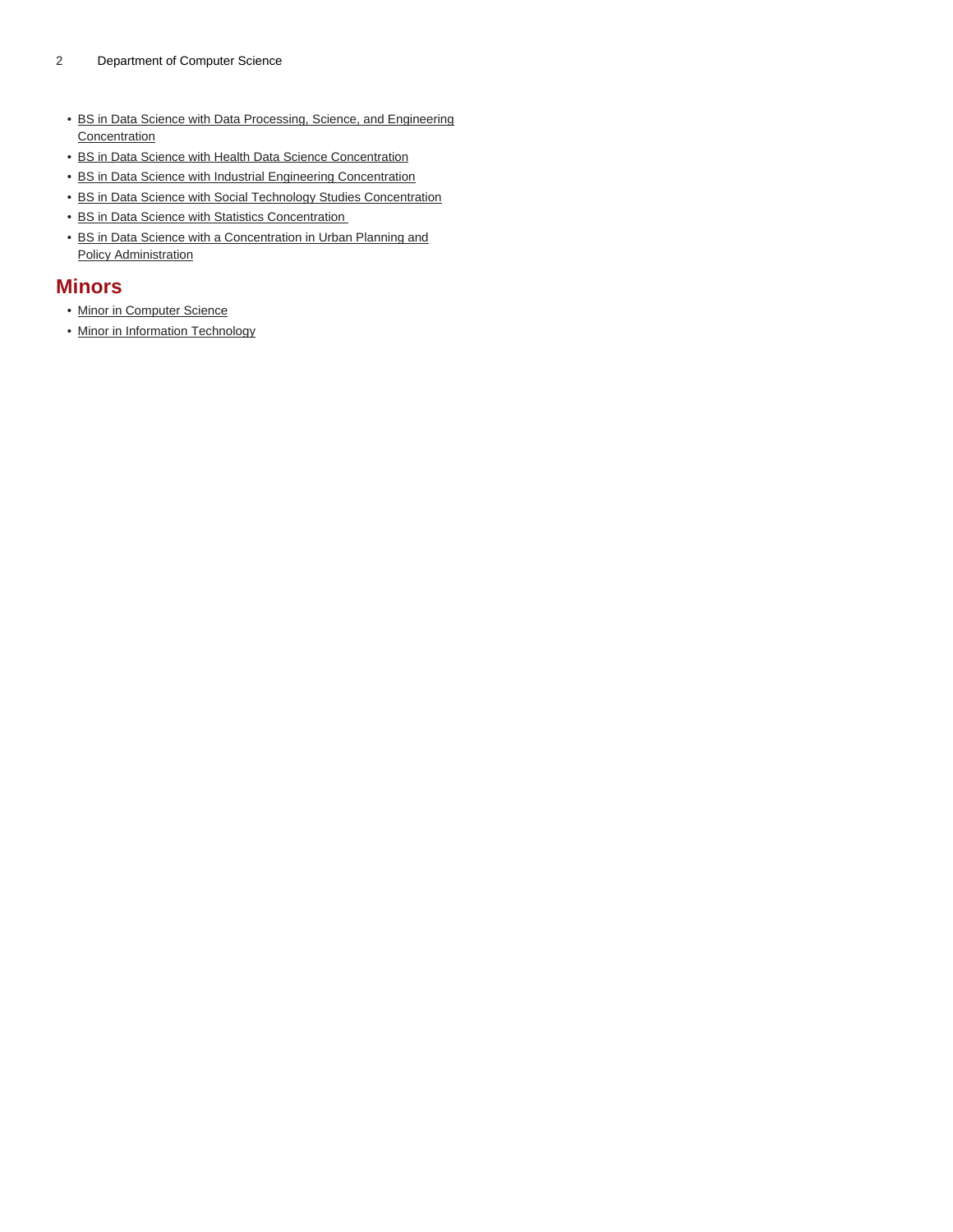- BS in Data Science with Data Processing, Science, and Engineering Concentration
- BS in Data Science with Health Data Science Concentration
- BS in Data Science with Industrial Engineering Concentration
- BS in Data Science with Social Technology Studies Concentration
- BS in Data Science with Statistics Concentration
- BS in Data Science with a Concentration in Urban Planning and Policy Administration

## Minors

- Minor in Computer Science
- Minor in Information Technology